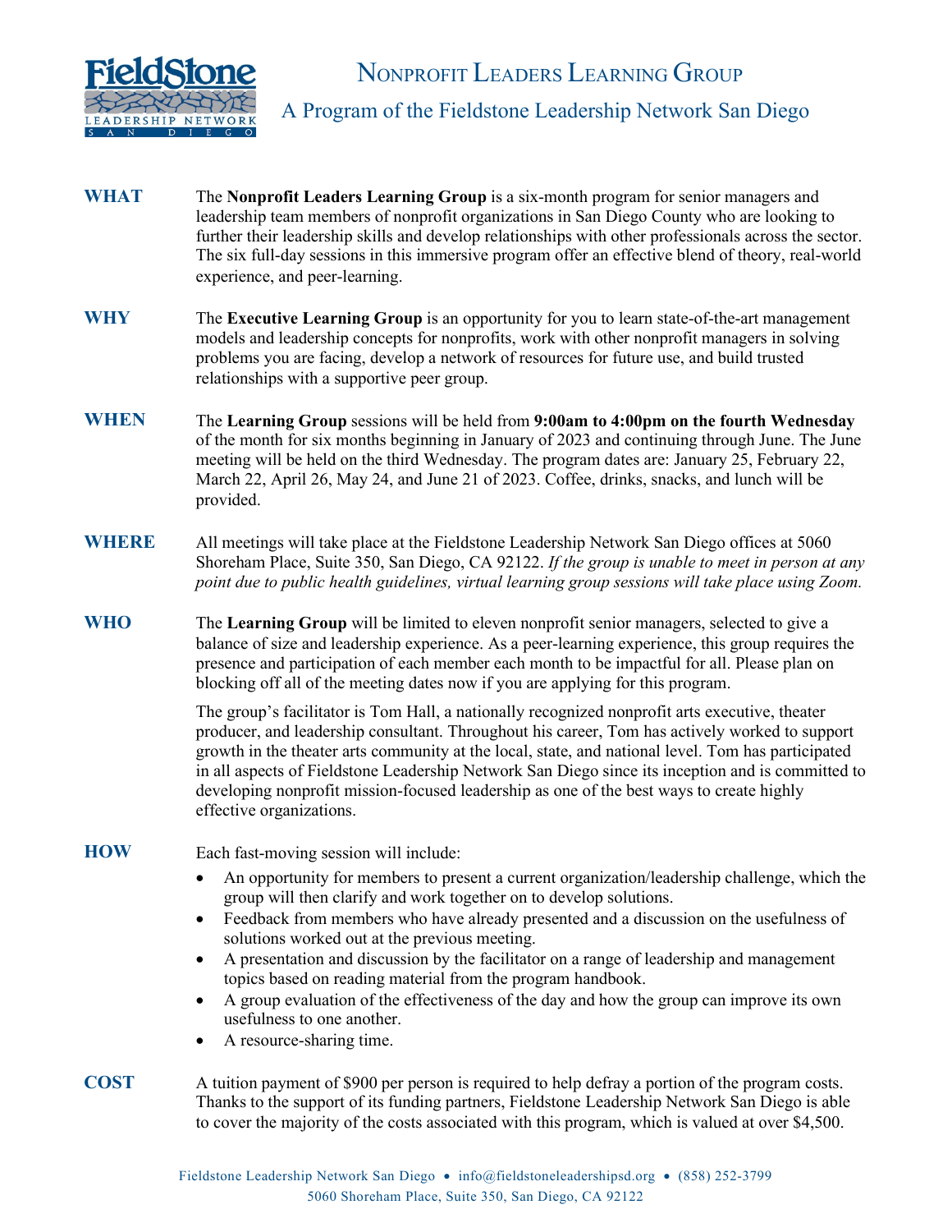# Nonprofit Leaders Learning Group

## A Program of the Fieldstone Leadership Network San Diego

**WHAT**

The **Nonprofit Leaders Learning Group** is a six-month program for senior managers and leadership team members of nonprofit organizations in San Diego County who are looking to further their leadership skills and develop relationships with other professionals across the sector. The six full-day sessions in this immersive program offer an effective blend of theory, real-world experience, and peer-learning.

**WHY**

The **Executive Learning Group** is an opportunity for you to learn state-of-the-art management models and leadership concepts for nonprofits, work with other nonprofit managers in solving problems you are facing, develop a network of resources for future use, and build trusted relationships with a supportive peer group.

**WHEN**

The **Learning Group** sessions will be held from **9:00am to 4:00pm on the fourth Wednesday** of the month for six months beginning in January of 2023 and continuing through June. The June meeting will be held on the third Wednesday. The program dates are: January 25, February 22, March 22, April 26, May 24, and June 21 of 2023. Coffee, drinks, snacks, and lunch will be provided.

**WHERE**

All meetings will take place at the Fieldstone Leadership Network San Diego offices at 5060 Shoreham Place, Suite 350, San Diego, CA 92122. *If the group is unable to meet in person at any point due to public health guidelines, virtual learning group sessions will take place using Zoom.*

**WHO**

The **Learning Group** will be limited to eleven nonprofit senior managers, selected to give a balance of size and leadership experience. As a peer-learning experience, this group requires the presence and participation of each member each month to be impactful for all. Please plan on blocking off all of the meeting dates now if you are applying for this program.

The group's facilitator is Tom Hall, a nationally recognized nonprofit arts executive, theater producer, and leadership consultant. Throughout his career, Tom has actively worked to support growth in the theater arts community at the local, state, and national level. Tom has participated in all aspects of Fieldstone Leadership Network San Diego since its inception and is committed to developing nonprofit mission-focused leadership as one of the best ways to create highly effective organizations.

**HOW**

Each fast-moving session will include:

- An opportunity for members to present a current organization/leadership challenge, which the group will then clarify and work together on to develop solutions.
- Feedback from members who have already presented and a discussion on the usefulness of solutions worked out at the previous meeting.
- A presentation and discussion by the facilitator on a range of leadership and management topics based on reading material from the program handbook.
- A group evaluation of the effectiveness of the day and how the group can improve its own usefulness to one another.
- A resource-sharing time.

**COST**

A tuition payment of $900 per person is required to help defray a portion of the program costs. Thanks to the support of its funding partners, Fieldstone Leadership Network San Diego is able to cover the majority of the costs associated with this program, which is valued at over $4,500.

Fieldstone Leadership Network San Diego • info@fieldstoneleadershipsd.org • (858) 252-3799
5060 Shoreham Place, Suite 350, San Diego, CA 92122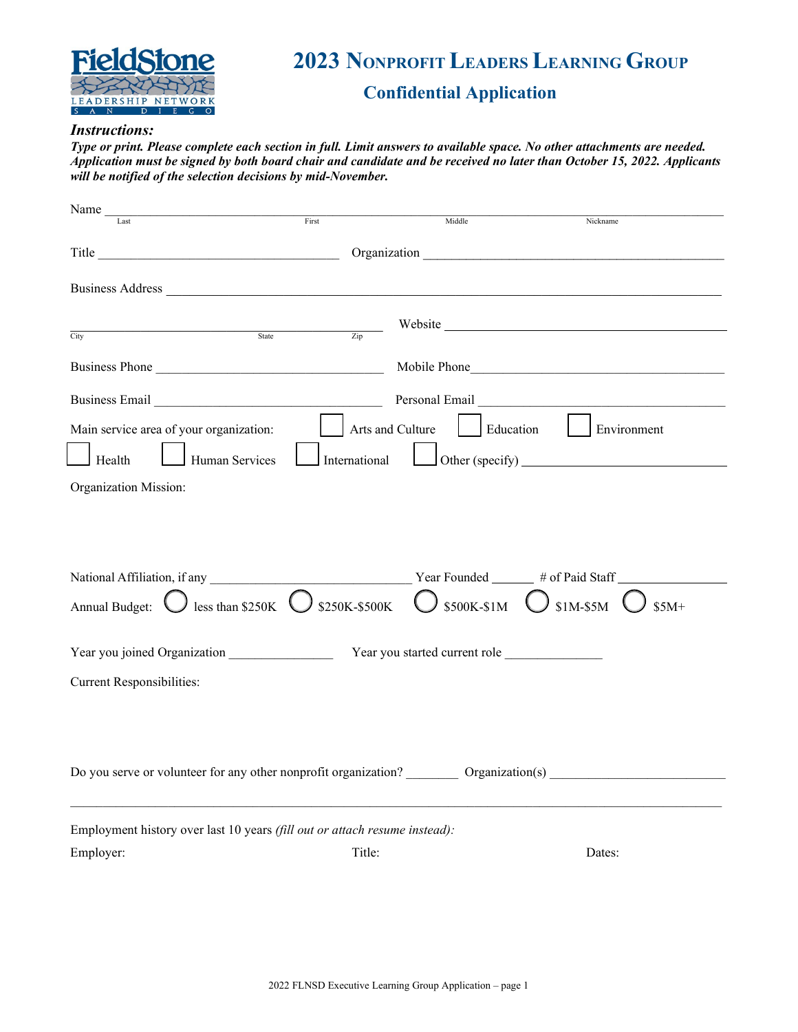# 2023 Nonprofit Leaders Learning Group

## Confidential Application

***Instructions:***

***Type or print. Please complete each section in full. Limit answers to available space. No other attachments are needed. Application must be signed by both board chair and candidate and be received no later than October 15, 2022. Applicants will be notified of the selection decisions by mid-November.***

Name ______________________________________________________________________
Last First Middle Nickname

Title ______________________ Organization ______________________________

Business Address ______________________________________________________

______________________________
City State Zip

Website ______________________

Business Phone ______________________ Mobile Phone______________________

Business Email ______________________ Personal Email ______________________

Main service area of your organization: ☐ Arts and Culture ☐ Education ☐ Environment ☐ Health ☐ Human Services ☐ International ☐ Other (specify) ______________________

Organization Mission:

National Affiliation, if any ______________________ Year Founded ______ # of Paid Staff ______________

Annual Budget: ○ less than $250K ○ $250K-$500K ○ $500K-$1M ○ $1M-$5M ○ $5M+

Year you joined Organization ______________ Year you started current role ______________

Current Responsibilities:

Do you serve or volunteer for any other nonprofit organization? ________ Organization(s) ______________________

______________________________________________________________________

Employment history over last 10 years *(fill out or attach resume instead):*

| Employer: | Title: | Dates: |
|---|---|---|
| | | |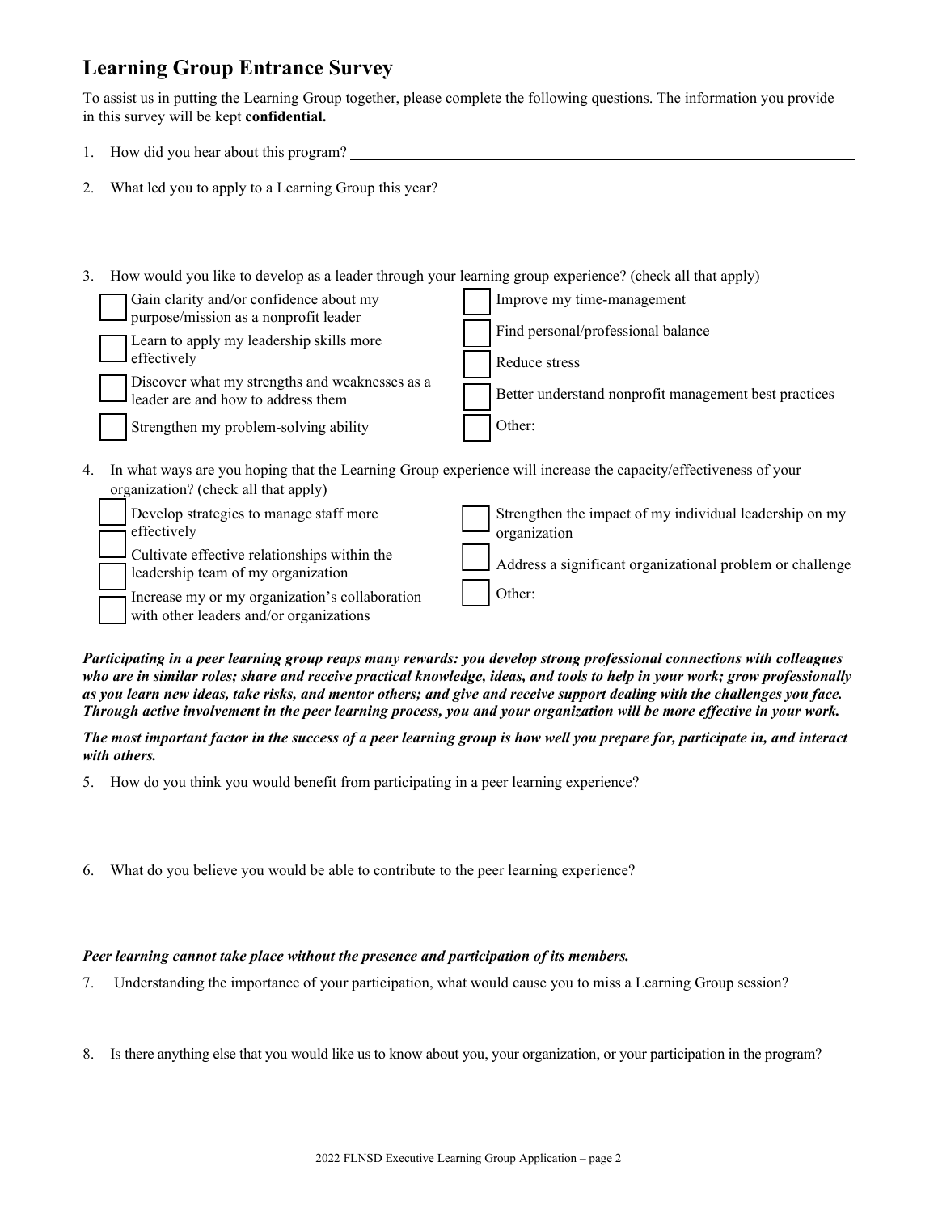## Learning Group Entrance Survey

To assist us in putting the Learning Group together, please complete the following questions. The information you provide in this survey will be kept **confidential.**

1. How did you hear about this program? ______________________________

2. What led you to apply to a Learning Group this year?

3. How would you like to develop as a leader through your learning group experience? (check all that apply)

   - [ ] Gain clarity and/or confidence about my purpose/mission as a nonprofit leader
   - [ ] Learn to apply my leadership skills more effectively
   - [ ] Discover what my strengths and weaknesses as a leader are and how to address them
   - [ ] Strengthen my problem-solving ability
   - [ ] Improve my time-management
   - [ ] Find personal/professional balance
   - [ ] Reduce stress
   - [ ] Better understand nonprofit management best practices
   - [ ] Other:

4. In what ways are you hoping that the Learning Group experience will increase the capacity/effectiveness of your organization? (check all that apply)

   - [ ] Develop strategies to manage staff more effectively
   - [ ] Cultivate effective relationships within the leadership team of my organization
   - [ ] Increase my or my organization's collaboration with other leaders and/or organizations
   - [ ] Strengthen the impact of my individual leadership on my organization
   - [ ] Address a significant organizational problem or challenge
   - [ ] Other:

***Participating in a peer learning group reaps many rewards: you develop strong professional connections with colleagues who are in similar roles; share and receive practical knowledge, ideas, and tools to help in your work; grow professionally as you learn new ideas, take risks, and mentor others; and give and receive support dealing with the challenges you face. Through active involvement in the peer learning process, you and your organization will be more effective in your work.***

***The most important factor in the success of a peer learning group is how well you prepare for, participate in, and interact with others.***

5. How do you think you would benefit from participating in a peer learning experience?

6. What do you believe you would be able to contribute to the peer learning experience?

***Peer learning cannot take place without the presence and participation of its members.***

7. Understanding the importance of your participation, what would cause you to miss a Learning Group session?

8. Is there anything else that you would like us to know about you, your organization, or your participation in the program?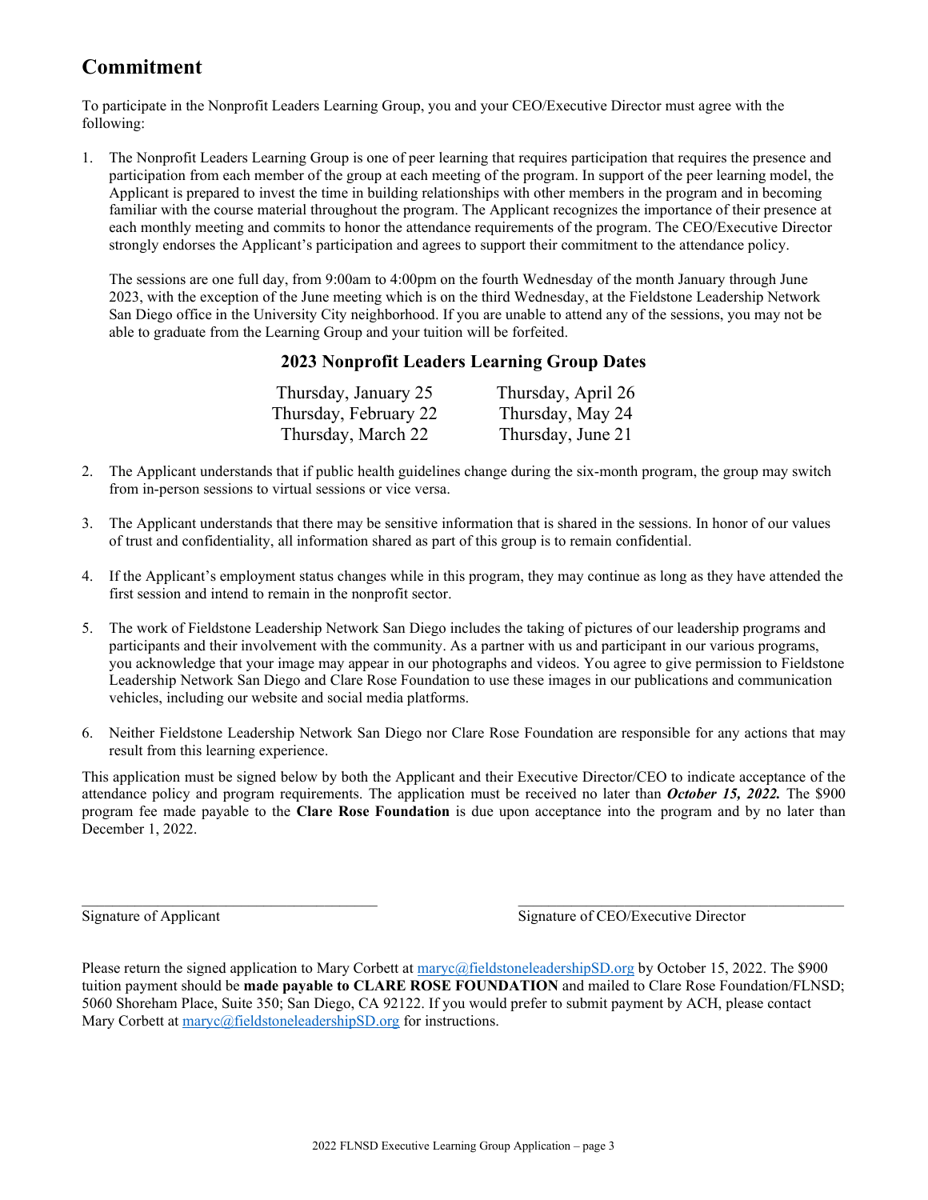## Commitment

To participate in the Nonprofit Leaders Learning Group, you and your CEO/Executive Director must agree with the following:

1. The Nonprofit Leaders Learning Group is one of peer learning that requires participation that requires the presence and participation from each member of the group at each meeting of the program. In support of the peer learning model, the Applicant is prepared to invest the time in building relationships with other members in the program and in becoming familiar with the course material throughout the program. The Applicant recognizes the importance of their presence at each monthly meeting and commits to honor the attendance requirements of the program. The CEO/Executive Director strongly endorses the Applicant's participation and agrees to support their commitment to the attendance policy.

   The sessions are one full day, from 9:00am to 4:00pm on the fourth Wednesday of the month January through June 2023, with the exception of the June meeting which is on the third Wednesday, at the Fieldstone Leadership Network San Diego office in the University City neighborhood. If you are unable to attend any of the sessions, you may not be able to graduate from the Learning Group and your tuition will be forfeited.

   ### 2023 Nonprofit Leaders Learning Group Dates

   | | |
   |---|---|
   | Thursday, January 25 | Thursday, April 26 |
   | Thursday, February 22 | Thursday, May 24 |
   | Thursday, March 22 | Thursday, June 21 |

2. The Applicant understands that if public health guidelines change during the six-month program, the group may switch from in-person sessions to virtual sessions or vice versa.

3. The Applicant understands that there may be sensitive information that is shared in the sessions. In honor of our values of trust and confidentiality, all information shared as part of this group is to remain confidential.

4. If the Applicant's employment status changes while in this program, they may continue as long as they have attended the first session and intend to remain in the nonprofit sector.

5. The work of Fieldstone Leadership Network San Diego includes the taking of pictures of our leadership programs and participants and their involvement with the community. As a partner with us and participant in our various programs, you acknowledge that your image may appear in our photographs and videos. You agree to give permission to Fieldstone Leadership Network San Diego and Clare Rose Foundation to use these images in our publications and communication vehicles, including our website and social media platforms.

6. Neither Fieldstone Leadership Network San Diego nor Clare Rose Foundation are responsible for any actions that may result from this learning experience.

This application must be signed below by both the Applicant and their Executive Director/CEO to indicate acceptance of the attendance policy and program requirements. The application must be received no later than ***October 15, 2022.*** The $900 program fee made payable to the **Clare Rose Foundation** is due upon acceptance into the program and by no later than December 1, 2022.

\_\_\_\_\_\_\_\_\_\_\_\_\_\_\_\_\_\_\_\_\_\_\_\_\_\_\_\_\_\_\_\_\_\_\_\_\_\_\_\_
Signature of Applicant

\_\_\_\_\_\_\_\_\_\_\_\_\_\_\_\_\_\_\_\_\_\_\_\_\_\_\_\_\_\_\_\_\_\_\_\_\_\_\_\_
Signature of CEO/Executive Director

Please return the signed application to Mary Corbett at maryc@fieldstoneleadershipSD.org by October 15, 2022. The $900 tuition payment should be **made payable to CLARE ROSE FOUNDATION** and mailed to Clare Rose Foundation/FLNSD; 5060 Shoreham Place, Suite 350; San Diego, CA 92122. If you would prefer to submit payment by ACH, please contact Mary Corbett at maryc@fieldstoneleadershipSD.org for instructions.